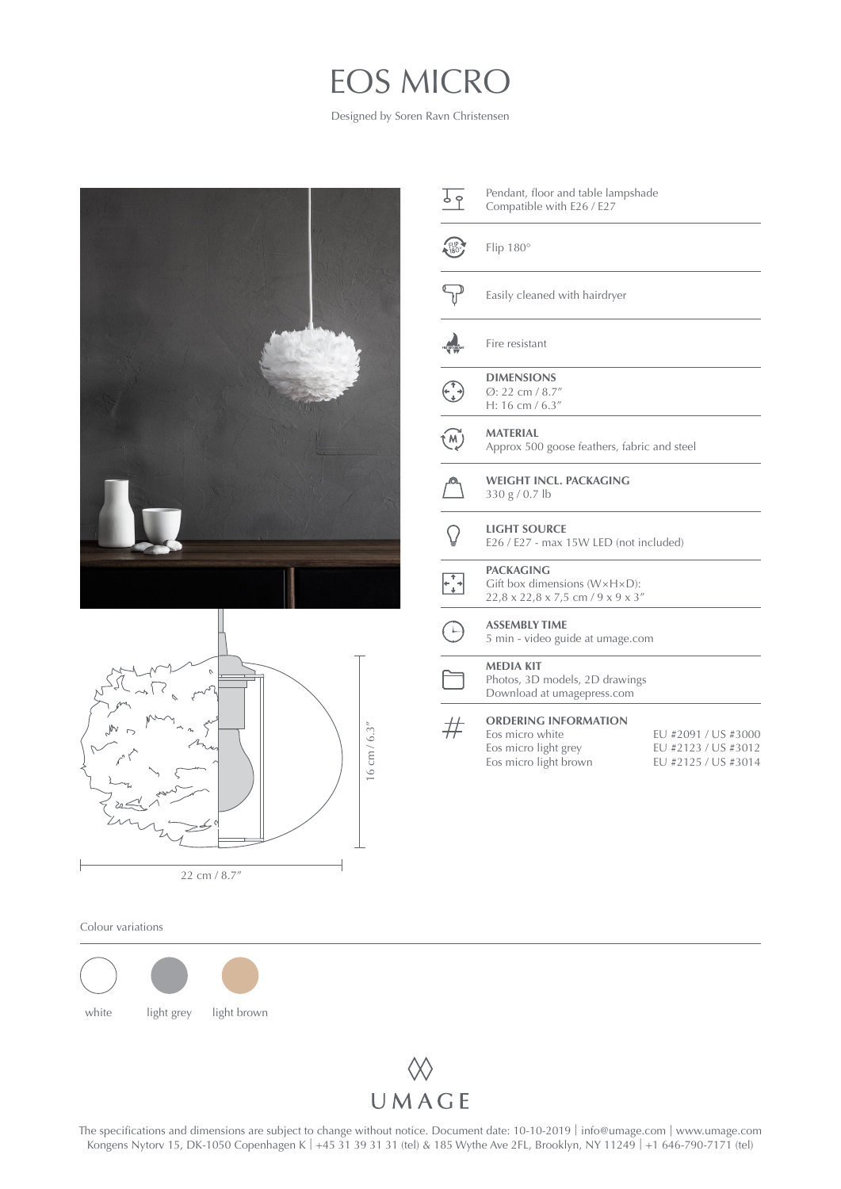# EOS MICRO

Designed by Soren Ravn Christensen

Pendant, floor and table lampshade
Compatible with E26 / E27

Flip 180°

Easily cleaned with hairdryer

Fire resistant

**DIMENSIONS**
Ø: 22 cm / 8.7″
H: 16 cm / 6.3″

**MATERIAL**
Approx 500 goose feathers, fabric and steel

**WEIGHT INCL. PACKAGING**
330 g / 0.7 lb

**LIGHT SOURCE**
E26 / E27 - max 15W LED (not included)

**PACKAGING**
Gift box dimensions (W×H×D):
22,8 x 22,8 x 7,5 cm / 9 x 9 x 3″

**ASSEMBLY TIME**
5 min - video guide at umage.com

**MEDIA KIT**
Photos, 3D models, 2D drawings
Download at umagepress.com

**ORDERING INFORMATION**

| | |
|---|---|
| Eos micro white | EU #2091 / US #3000 |
| Eos micro light grey | EU #2123 / US #3012 |
| Eos micro light brown | EU #2125 / US #3014 |

16 cm / 6.3″

22 cm / 8.7″

Colour variations

white    light grey    light brown

UMAGE

The specifications and dimensions are subject to change without notice. Document date: 10-10-2019 | info@umage.com | www.umage.com
Kongens Nytorv 15, DK-1050 Copenhagen K | +45 31 39 31 31 (tel) & 185 Wythe Ave 2FL, Brooklyn, NY 11249 | +1 646-790-7171 (tel)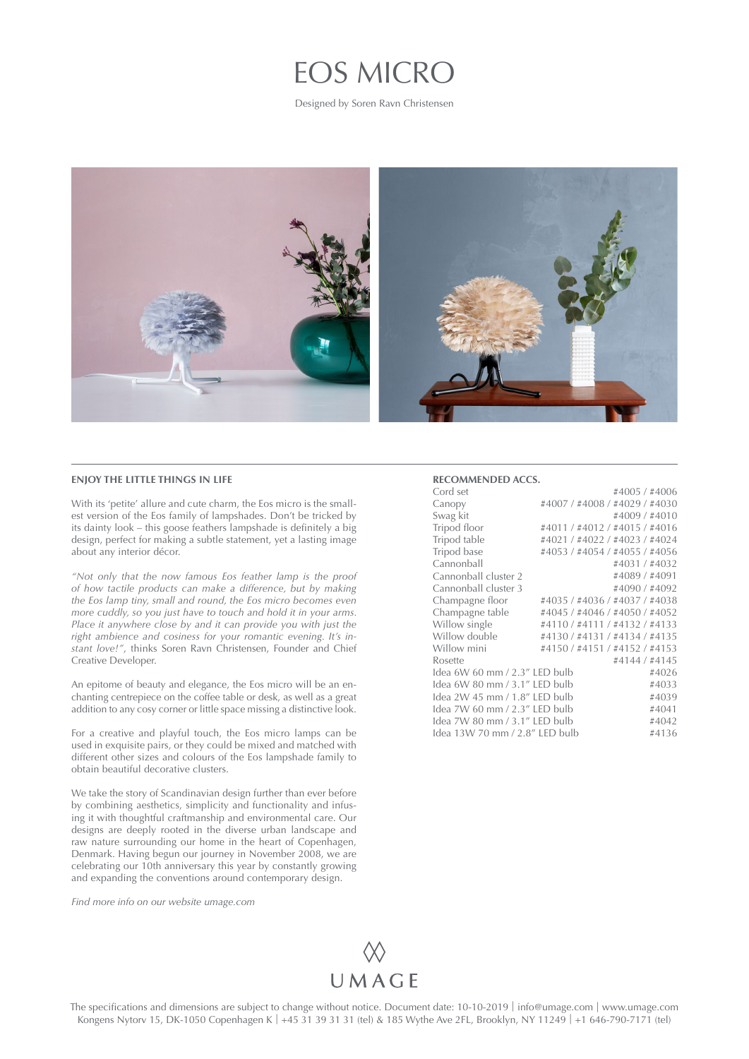# EOS MICRO

Designed by Soren Ravn Christensen

## ENJOY THE LITTLE THINGS IN LIFE

With its 'petite' allure and cute charm, the Eos micro is the smallest version of the Eos family of lampshades. Don't be tricked by its dainty look – this goose feathers lampshade is definitely a big design, perfect for making a subtle statement, yet a lasting image about any interior décor.

*"Not only that the now famous Eos feather lamp is the proof of how tactile products can make a difference, but by making the Eos lamp tiny, small and round, the Eos micro becomes even more cuddly, so you just have to touch and hold it in your arms. Place it anywhere close by and it can provide you with just the right ambience and cosiness for your romantic evening. It's instant love!"*, thinks Soren Ravn Christensen, Founder and Chief Creative Developer.

An epitome of beauty and elegance, the Eos micro will be an enchanting centrepiece on the coffee table or desk, as well as a great addition to any cosy corner or little space missing a distinctive look.

For a creative and playful touch, the Eos micro lamps can be used in exquisite pairs, or they could be mixed and matched with different other sizes and colours of the Eos lampshade family to obtain beautiful decorative clusters.

We take the story of Scandinavian design further than ever before by combining aesthetics, simplicity and functionality and infusing it with thoughtful craftmanship and environmental care. Our designs are deeply rooted in the diverse urban landscape and raw nature surrounding our home in the heart of Copenhagen, Denmark. Having begun our journey in November 2008, we are celebrating our 10th anniversary this year by constantly growing and expanding the conventions around contemporary design.

*Find more info on our website umage.com*

## RECOMMENDED ACCS.

| | |
|---|---|
| Cord set | #4005 / #4006 |
| Canopy | #4007 / #4008 / #4029 / #4030 |
| Swag kit | #4009 / #4010 |
| Tripod floor | #4011 / #4012 / #4015 / #4016 |
| Tripod table | #4021 / #4022 / #4023 / #4024 |
| Tripod base | #4053 / #4054 / #4055 / #4056 |
| Cannonball | #4031 / #4032 |
| Cannonball cluster 2 | #4089 / #4091 |
| Cannonball cluster 3 | #4090 / #4092 |
| Champagne floor | #4035 / #4036 / #4037 / #4038 |
| Champagne table | #4045 / #4046 / #4050 / #4052 |
| Willow single | #4110 / #4111 / #4132 / #4133 |
| Willow double | #4130 / #4131 / #4134 / #4135 |
| Willow mini | #4150 / #4151 / #4152 / #4153 |
| Rosette | #4144 / #4145 |
| Idea 6W 60 mm / 2.3" LED bulb | #4026 |
| Idea 6W 80 mm / 3.1" LED bulb | #4033 |
| Idea 2W 45 mm / 1.8" LED bulb | #4039 |
| Idea 7W 60 mm / 2.3" LED bulb | #4041 |
| Idea 7W 80 mm / 3.1" LED bulb | #4042 |
| Idea 13W 70 mm / 2.8" LED bulb | #4136 |

UMAGE

The specifications and dimensions are subject to change without notice. Document date: 10-10-2019 | info@umage.com | www.umage.com
Kongens Nytorv 15, DK-1050 Copenhagen K | +45 31 39 31 31 (tel) & 185 Wythe Ave 2FL, Brooklyn, NY 11249 | +1 646-790-7171 (tel)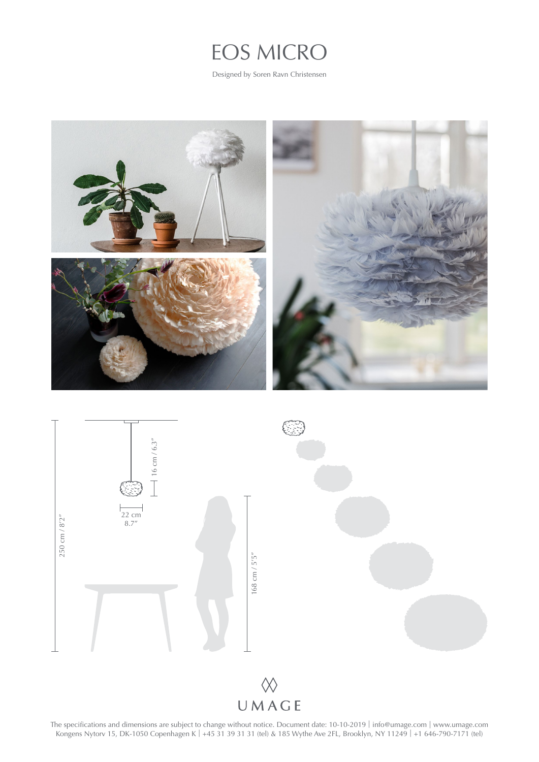# EOS MICRO

Designed by Soren Ravn Christensen

16 cm / 6.3″

22 cm
8.7″

250 cm / 8′2″

168 cm / 5′5″

UMAGE

The specifications and dimensions are subject to change without notice. Document date: 10-10-2019 | info@umage.com | www.umage.com
Kongens Nytorv 15, DK-1050 Copenhagen K | +45 31 39 31 31 (tel) & 185 Wythe Ave 2FL, Brooklyn, NY 11249 | +1 646-790-7171 (tel)